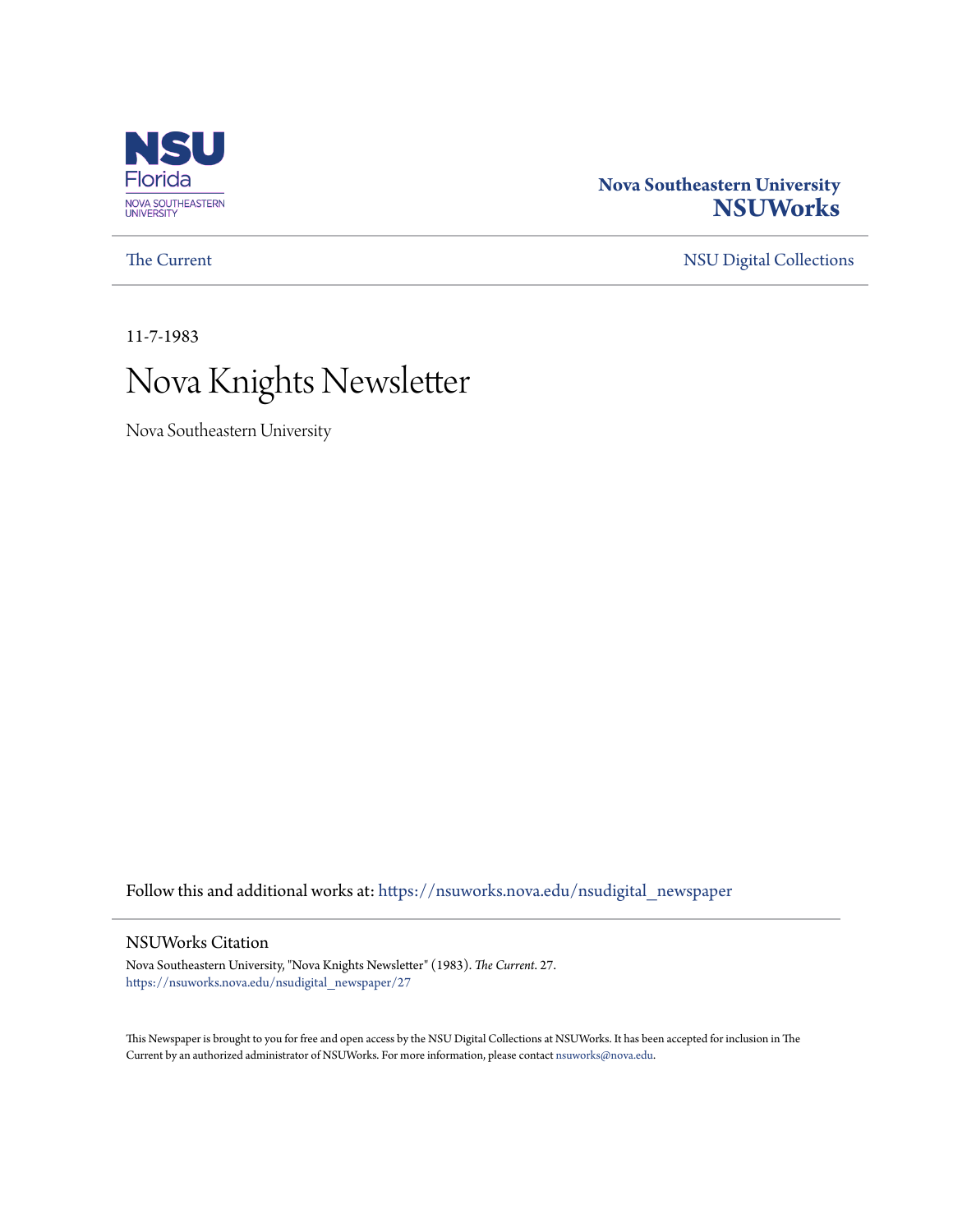NSU Florida
NOVA SOUTHEASTERN UNIVERSITY

**Nova Southeastern University**
**NSUWorks**

The Current | NSU Digital Collections

11-7-1983

# Nova Knights Newsletter

Nova Southeastern University

Follow this and additional works at: https://nsuworks.nova.edu/nsudigital_newspaper

## NSUWorks Citation

Nova Southeastern University, "Nova Knights Newsletter" (1983). *The Current*. 27.
https://nsuworks.nova.edu/nsudigital_newspaper/27

This Newspaper is brought to you for free and open access by the NSU Digital Collections at NSUWorks. It has been accepted for inclusion in The Current by an authorized administrator of NSUWorks. For more information, please contact nsuworks@nova.edu.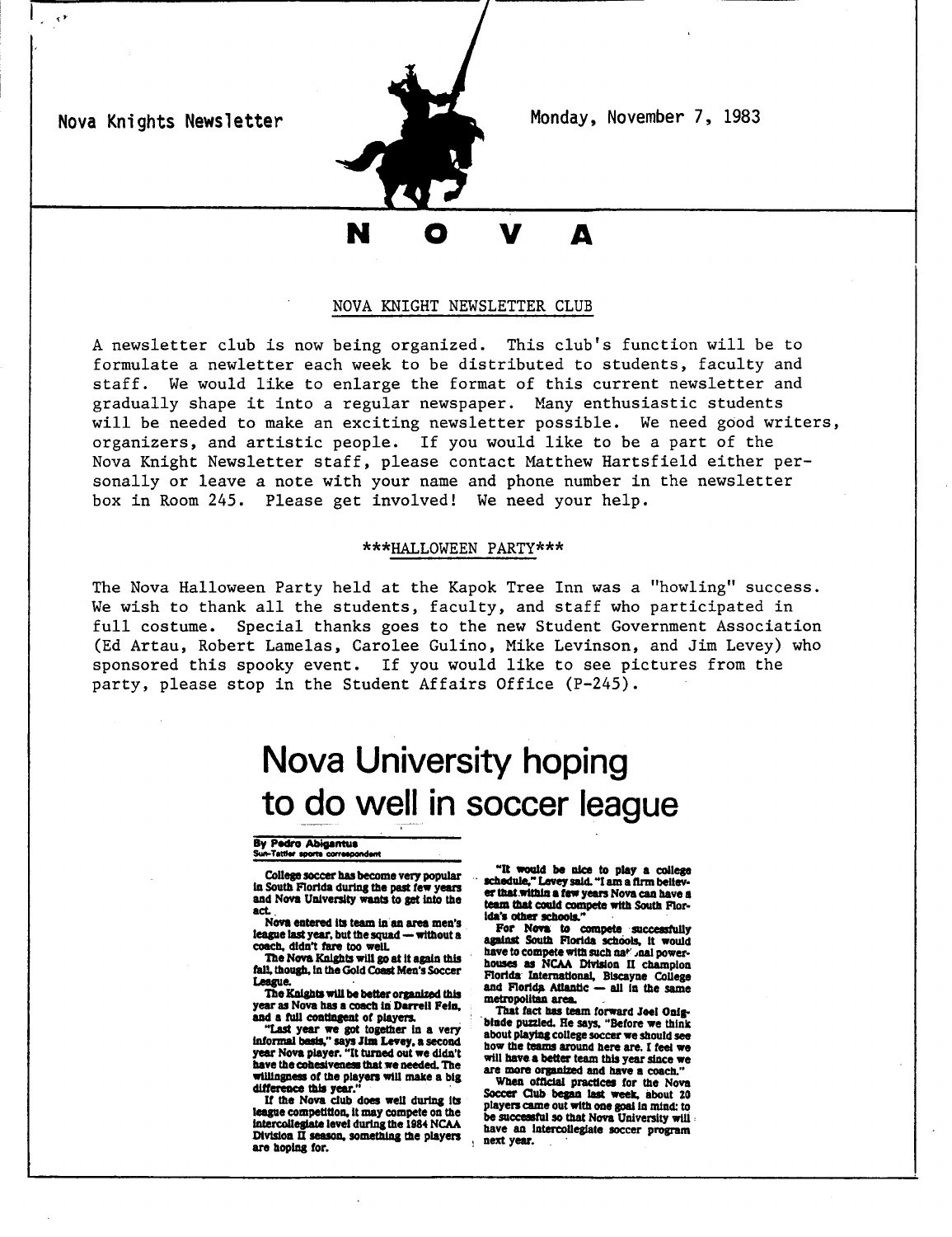Nova Knights Newsletter

Monday, November 7, 1983

# N O V A

## NOVA KNIGHT NEWSLETTER CLUB

A newsletter club is now being organized. This club's function will be to formulate a newletter each week to be distributed to students, faculty and staff. We would like to enlarge the format of this current newsletter and gradually shape it into a regular newspaper. Many enthusiastic students will be needed to make an exciting newsletter possible. We need good writers, organizers, and artistic people. If you would like to be a part of the Nova Knight Newsletter staff, please contact Matthew Hartsfield either personally or leave a note with your name and phone number in the newsletter box in Room 245. Please get involved! We need your help.

## ***HALLOWEEN PARTY***

The Nova Halloween Party held at the Kapok Tree Inn was a "howling" success. We wish to thank all the students, faculty, and staff who participated in full costume. Special thanks goes to the new Student Government Association (Ed Artau, Robert Lamelas, Carolee Gulino, Mike Levinson, and Jim Levey) who sponsored this spooky event. If you would like to see pictures from the party, please stop in the Student Affairs Office (P-245).

# Nova University hoping to do well in soccer league

**By Pedro Abigantus**
Sun-Tattler sports correspondent

College soccer has become very popular in South Florida during the past few years and Nova University wants to get into the act.

Nova entered its team in an area men's league last year, but the squad — without a coach, didn't fare too well.

The Nova Knights will go at it again this fall, though, in the Gold Coast Men's Soccer League.

The Knights will be better organized this year as Nova has a coach in Darrell Fein, and a full contingent of players.

"Last year we got together in a very informal basis," says Jim Levey, a second year Nova player. "It turned out we didn't have the cohesiveness that we needed. The willingness of the players will make a big difference this year."

If the Nova club does well during its league competition, it may compete on the intercollegiate level during the 1984 NCAA Division II season, something the players are hoping for.

"It would be nice to play a college schedule," Levey said. "I am a firm believer that within a few years Nova can have a team that could compete with South Florida's other schools."

For Nova to compete successfully against South Florida schools, it would have to compete with such national powerhouses as NCAA Division II champion Florida International, Biscayne College and Florida Atlantic — all in the same metropolitan area.

That fact has team forward Joel Onigbinde puzzled. He says, "Before we think about playing college soccer we should see how the teams around here are. I feel we will have a better team this year since we are more organized and have a coach."

When official practices for the Nova Soccer Club began last week, about 20 players came out with one goal in mind: to be successful so that Nova University will have an intercollegiate soccer program next year.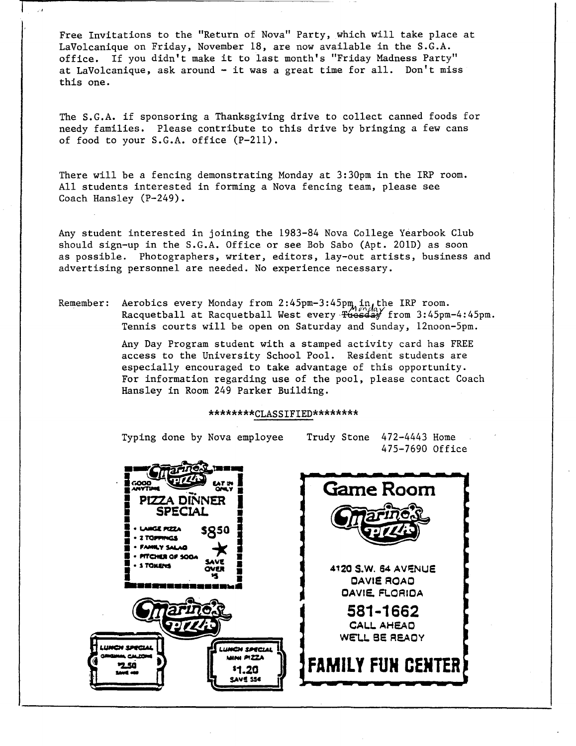Free Invitations to the "Return of Nova" Party, which will take place at LaVolcanique on Friday, November 18, are now available in the S.G.A. office. If you didn't make it to last month's "Friday Madness Party" at LaVolcanique, ask around - it was a great time for all. Don't miss this one.

The S.G.A. if sponsoring a Thanksgiving drive to collect canned foods for needy families. Please contribute to this drive by bringing a few cans of food to your S.G.A. office (P-211).

There will be a fencing demonstrating Monday at 3:30pm in the IRP room. All students interested in forming a Nova fencing team, please see Coach Hansley (P-249).

Any student interested in joining the 1983-84 Nova College Yearbook Club should sign-up in the S.G.A. Office or see Bob Sabo (Apt. 201D) as soon as possible. Photographers, writer, editors, lay-out artists, business and advertising personnel are needed. No experience necessary.

Remember: Aerobics every Monday from 2:45pm-3:45pm in the IRP room.
Racquetball at Racquetball West every ~~Tuesday~~ Monday from 3:45pm-4:45pm.
Tennis courts will be open on Saturday and Sunday, 12noon-5pm.

Any Day Program student with a stamped activity card has FREE access to the University School Pool. Resident students are especially encouraged to take advantage of this opportunity. For information regarding use of the pool, please contact Coach Hansley in Room 249 Parker Building.

********CLASSIFIED********

Typing done by Nova employee Trudy Stone 472-4443 Home
475-7690 Office

Marino's Pizza

GOOD ANYTIME — EAT IN ONLY

PIZZA DINNER SPECIAL

- LARGE PIZZA
- 2 TOPPINGS
- FAMILY SALAD
- PITCHER OF SODA
- 5 TOKENS

$8.50 — SAVE OVER $5

Marino's Pizza

LUNCH SPECIAL — ORIGINAL CALZONE — $2.50 — SAVE 40¢

LUNCH SPECIAL — MINI PIZZA — $1.20 — SAVE 55¢

Game Room

Marino's Pizza

4120 S.W. 64 AVENUE
DAVIE ROAD
DAVIE, FLORIDA

581-1662

CALL AHEAD
WE'LL BE READY

FAMILY FUN CENTER